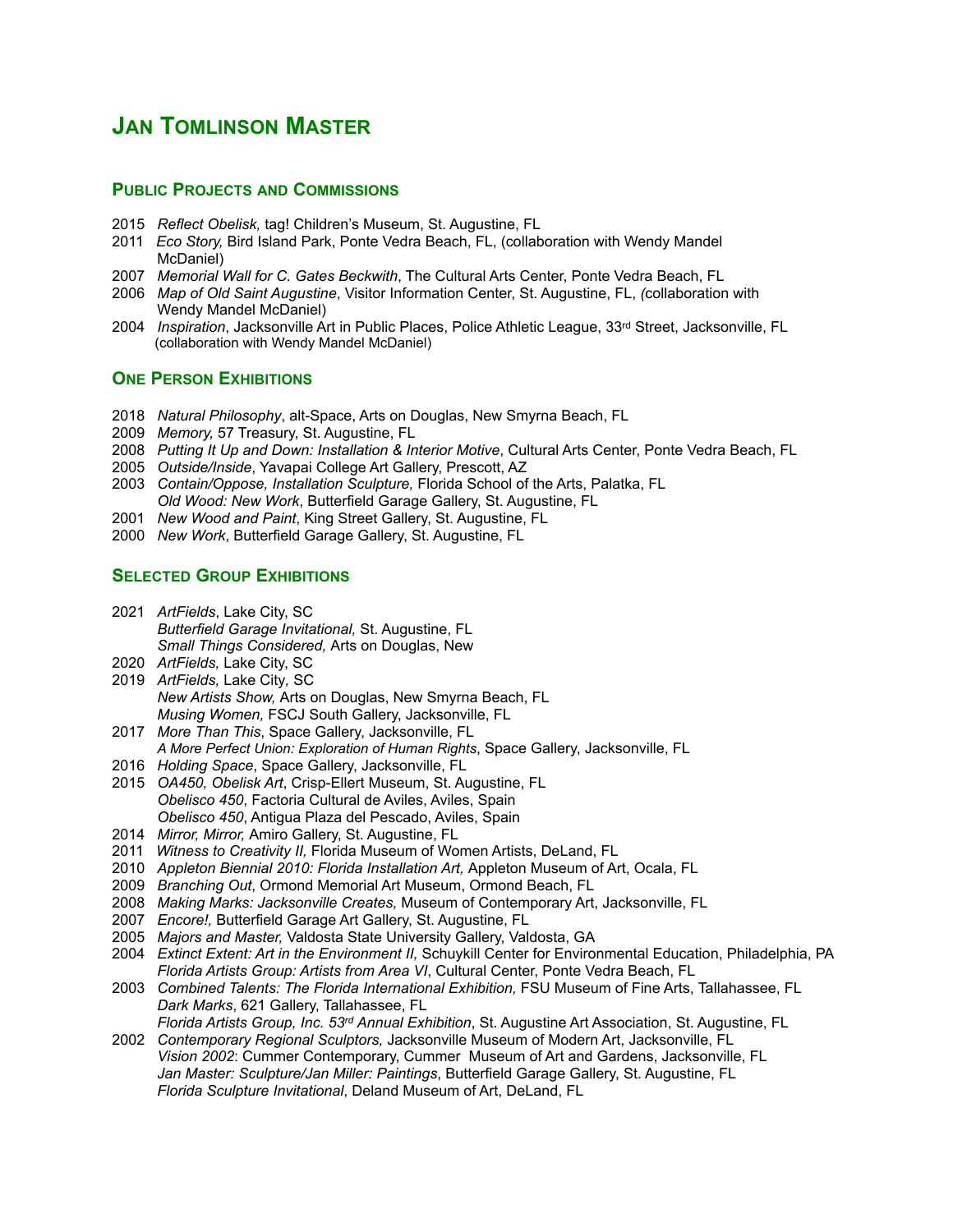# Jan Tomlinson Master

## Public Projects and Commissions

- 2015 *Reflect Obelisk,* tag! Children's Museum, St. Augustine, FL
- 2011 *Eco Story,* Bird Island Park, Ponte Vedra Beach, FL, (collaboration with Wendy Mandel McDaniel)
- 2007 *Memorial Wall for C. Gates Beckwith*, The Cultural Arts Center, Ponte Vedra Beach, FL
- 2006 *Map of Old Saint Augustine*, Visitor Information Center, St. Augustine, FL, (collaboration with Wendy Mandel McDaniel)
- 2004 *Inspiration*, Jacksonville Art in Public Places, Police Athletic League, 33rd Street, Jacksonville, FL (collaboration with Wendy Mandel McDaniel)

## One Person Exhibitions

- 2018 *Natural Philosophy*, alt-Space, Arts on Douglas, New Smyrna Beach, FL
- 2009 *Memory,* 57 Treasury, St. Augustine, FL
- 2008 *Putting It Up and Down: Installation & Interior Motive*, Cultural Arts Center, Ponte Vedra Beach, FL
- 2005 *Outside/Inside*, Yavapai College Art Gallery, Prescott, AZ
- 2003 *Contain/Oppose, Installation Sculpture,* Florida School of the Arts, Palatka, FL
  *Old Wood: New Work*, Butterfield Garage Gallery, St. Augustine, FL
- 2001 *New Wood and Paint*, King Street Gallery, St. Augustine, FL
- 2000 *New Work*, Butterfield Garage Gallery, St. Augustine, FL

## Selected Group Exhibitions

- 2021 *ArtFields*, Lake City, SC
  *Butterfield Garage Invitational,* St. Augustine, FL
  *Small Things Considered,* Arts on Douglas, New
- 2020 *ArtFields,* Lake City, SC
- 2019 *ArtFields,* Lake City, SC
  *New Artists Show,* Arts on Douglas, New Smyrna Beach, FL
  *Musing Women,* FSCJ South Gallery, Jacksonville, FL
- 2017 *More Than This*, Space Gallery, Jacksonville, FL
  *A More Perfect Union: Exploration of Human Rights*, Space Gallery, Jacksonville, FL
- 2016 *Holding Space*, Space Gallery, Jacksonville, FL
- 2015 *OA450, Obelisk Art*, Crisp-Ellert Museum, St. Augustine, FL
  *Obelisco 450*, Factoria Cultural de Aviles, Aviles, Spain
  *Obelisco 450*, Antigua Plaza del Pescado, Aviles, Spain
- 2014 *Mirror, Mirror,* Amiro Gallery, St. Augustine, FL
- 2011 *Witness to Creativity II,* Florida Museum of Women Artists, DeLand, FL
- 2010 *Appleton Biennial 2010: Florida Installation Art,* Appleton Museum of Art, Ocala, FL
- 2009 *Branching Out*, Ormond Memorial Art Museum, Ormond Beach, FL
- 2008 *Making Marks: Jacksonville Creates,* Museum of Contemporary Art, Jacksonville, FL
- 2007 *Encore!,* Butterfield Garage Art Gallery, St. Augustine, FL
- 2005 *Majors and Master,* Valdosta State University Gallery, Valdosta, GA
- 2004 *Extinct Extent: Art in the Environment II,* Schuykill Center for Environmental Education, Philadelphia, PA
  *Florida Artists Group: Artists from Area VI*, Cultural Center, Ponte Vedra Beach, FL
- 2003 *Combined Talents: The Florida International Exhibition,* FSU Museum of Fine Arts, Tallahassee, FL
  *Dark Marks*, 621 Gallery, Tallahassee, FL
  *Florida Artists Group, Inc. 53rd Annual Exhibition*, St. Augustine Art Association, St. Augustine, FL
- 2002 *Contemporary Regional Sculptors,* Jacksonville Museum of Modern Art, Jacksonville, FL
  *Vision 2002*: Cummer Contemporary, Cummer Museum of Art and Gardens, Jacksonville, FL
  *Jan Master: Sculpture/Jan Miller: Paintings*, Butterfield Garage Gallery, St. Augustine, FL
  *Florida Sculpture Invitational*, Deland Museum of Art, DeLand, FL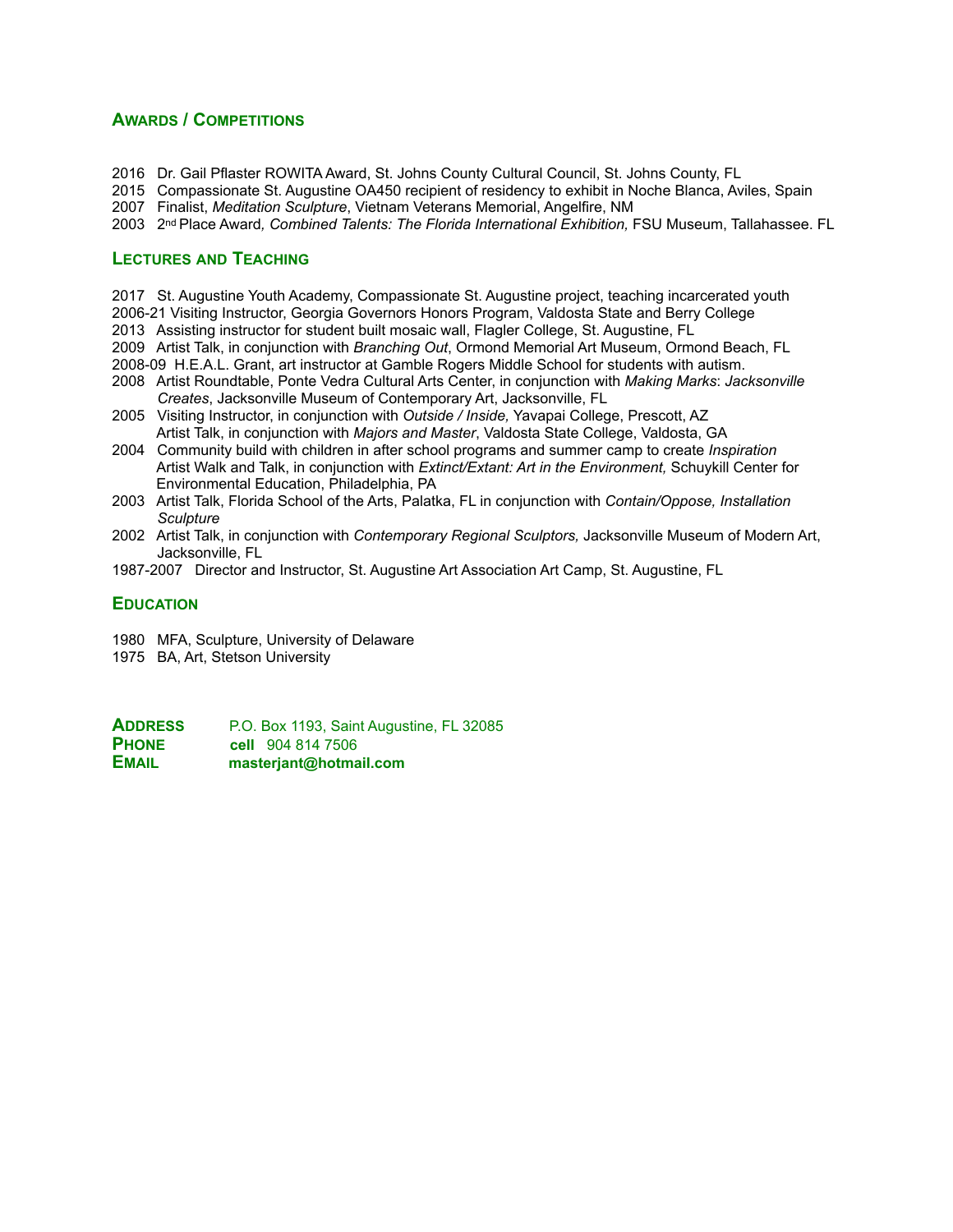## Awards / Competitions

2016 Dr. Gail Pflaster ROWITA Award, St. Johns County Cultural Council, St. Johns County, FL
2015 Compassionate St. Augustine OA450 recipient of residency to exhibit in Noche Blanca, Aviles, Spain
2007 Finalist, *Meditation Sculpture*, Vietnam Veterans Memorial, Angelfire, NM
2003 2nd Place Award*, Combined Talents: The Florida International Exhibition,* FSU Museum, Tallahassee. FL

## Lectures and Teaching

2017 St. Augustine Youth Academy, Compassionate St. Augustine project, teaching incarcerated youth
2006-21 Visiting Instructor, Georgia Governors Honors Program, Valdosta State and Berry College
2013 Assisting instructor for student built mosaic wall, Flagler College, St. Augustine, FL
2009 Artist Talk, in conjunction with *Branching Out*, Ormond Memorial Art Museum, Ormond Beach, FL
2008-09 H.E.A.L. Grant, art instructor at Gamble Rogers Middle School for students with autism.
2008 Artist Roundtable, Ponte Vedra Cultural Arts Center, in conjunction with *Making Marks*: *Jacksonville Creates*, Jacksonville Museum of Contemporary Art, Jacksonville, FL
2005 Visiting Instructor, in conjunction with *Outside / Inside,* Yavapai College, Prescott, AZ
Artist Talk, in conjunction with *Majors and Master*, Valdosta State College, Valdosta, GA
2004 Community build with children in after school programs and summer camp to create *Inspiration*
Artist Walk and Talk, in conjunction with *Extinct/Extant: Art in the Environment,* Schuykill Center for Environmental Education, Philadelphia, PA
2003 Artist Talk, Florida School of the Arts, Palatka, FL in conjunction with *Contain/Oppose, Installation Sculpture*
2002 Artist Talk, in conjunction with *Contemporary Regional Sculptors,* Jacksonville Museum of Modern Art, Jacksonville, FL
1987-2007 Director and Instructor, St. Augustine Art Association Art Camp, St. Augustine, FL

## Education

1980 MFA, Sculpture, University of Delaware
1975 BA, Art, Stetson University

**Address** P.O. Box 1193, Saint Augustine, FL 32085
**Phone** **cell** 904 814 7506
**Email** **masterjant@hotmail.com**